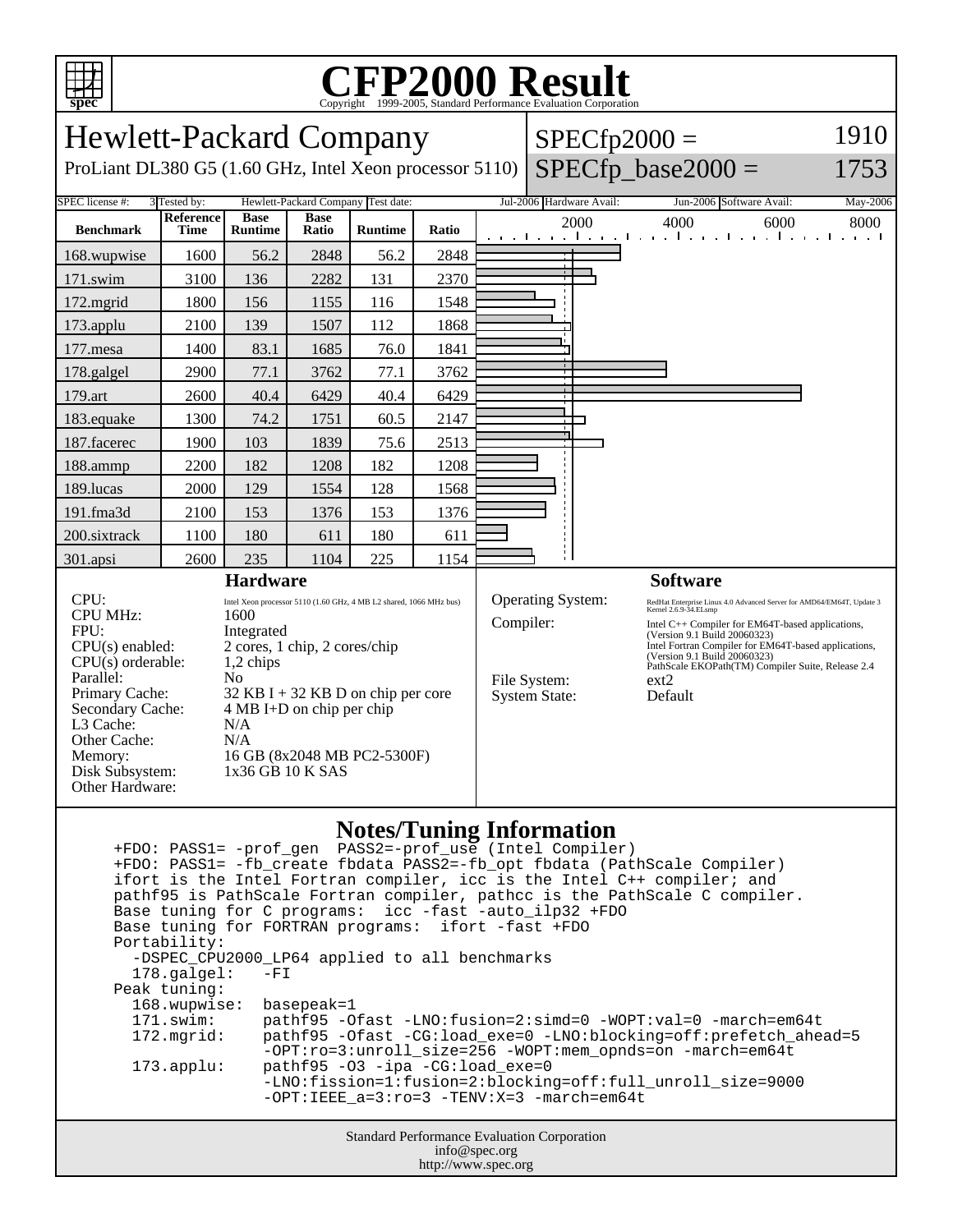# CFP2000 Result

Copyright 1999-2005, Standard Performance Evaluation Corporation

## Hewlett-Packard Company

ProLiant DL380 G5 (1.60 GHz, Intel Xeon processor 5110)

SPECfp2000 = 1910

SPECfp_base2000 = 1753

| SPEC license #: | 3 | Tested by: | Hewlett-Packard Company | Test date: | Jul-2006 | Hardware Avail: | Jun-2006 | Software Avail: | May-2006 |
|---|---|---|---|---|---|---|---|---|---|

| Benchmark | Reference Time | Base Runtime | Base Ratio | Runtime | Ratio |
|---|---|---|---|---|---|
| 168.wupwise | 1600 | 56.2 | 2848 | 56.2 | 2848 |
| 171.swim | 3100 | 136 | 2282 | 131 | 2370 |
| 172.mgrid | 1800 | 156 | 1155 | 116 | 1548 |
| 173.applu | 2100 | 139 | 1507 | 112 | 1868 |
| 177.mesa | 1400 | 83.1 | 1685 | 76.0 | 1841 |
| 178.galgel | 2900 | 77.1 | 3762 | 77.1 | 3762 |
| 179.art | 2600 | 40.4 | 6429 | 40.4 | 6429 |
| 183.equake | 1300 | 74.2 | 1751 | 60.5 | 2147 |
| 187.facerec | 1900 | 103 | 1839 | 75.6 | 2513 |
| 188.ammp | 2200 | 182 | 1208 | 182 | 1208 |
| 189.lucas | 2000 | 129 | 1554 | 128 | 1568 |
| 191.fma3d | 2100 | 153 | 1376 | 153 | 1376 |
| 200.sixtrack | 1100 | 180 | 611 | 180 | 611 |
| 301.apsi | 2600 | 235 | 1104 | 225 | 1154 |

2000 4000 6000 8000

### Hardware

| | |
|---|---|
| CPU: | Intel Xeon processor 5110 (1.60 GHz, 4 MB L2 shared, 1066 MHz bus) |
| CPU MHz: | 1600 |
| FPU: | Integrated |
| CPU(s) enabled: | 2 cores, 1 chip, 2 cores/chip |
| CPU(s) orderable: | 1,2 chips |
| Parallel: | No |
| Primary Cache: | 32 KB I + 32 KB D on chip per core |
| Secondary Cache: | 4 MB I+D on chip per chip |
| L3 Cache: | N/A |
| Other Cache: | N/A |
| Memory: | 16 GB (8x2048 MB PC2-5300F) |
| Disk Subsystem: | 1x36 GB 10 K SAS |
| Other Hardware: | |

### Software

| | |
|---|---|
| Operating System: | RedHat Enterprise Linux 4.0 Advanced Server for AMD64/EM64T, Update 3 Kernel 2.6.9-34.ELsmp |
| Compiler: | Intel C++ Compiler for EM64T-based applications, (Version 9.1 Build 20060323) Intel Fortran Compiler for EM64T-based applications, (Version 9.1 Build 20060323) PathScale EKOPath(TM) Compiler Suite, Release 2.4 |
| File System: | ext2 |
| System State: | Default |

### Notes/Tuning Information

```
+FDO: PASS1= -prof_gen  PASS2=-prof_use (Intel Compiler)
+FDO: PASS1= -fb_create fbdata PASS2=-fb_opt fbdata (PathScale Compiler)
ifort is the Intel Fortran compiler, icc is the Intel C++ compiler; and
pathf95 is PathScale Fortran compiler, pathcc is the PathScale C compiler.
Base tuning for C programs:  icc -fast -auto_ilp32 +FDO
Base tuning for FORTRAN programs:  ifort -fast +FDO
Portability:
  -DSPEC_CPU2000_LP64 applied to all benchmarks
  178.galgel:   -FI
Peak tuning:
  168.wupwise:  basepeak=1
  171.swim:     pathf95 -Ofast -LNO:fusion=2:simd=0 -WOPT:val=0 -march=em64t
  172.mgrid:    pathf95 -Ofast -CG:load_exe=0 -LNO:blocking=off:prefetch_ahead=5
                -OPT:ro=3:unroll_size=256 -WOPT:mem_opnds=on -march=em64t
  173.applu:    pathf95 -O3 -ipa -CG:load_exe=0
                -LNO:fission=1:fusion=2:blocking=off:full_unroll_size=9000
                -OPT:IEEE_a=3:ro=3 -TENV:X=3 -march=em64t
```

Standard Performance Evaluation Corporation
info@spec.org
http://www.spec.org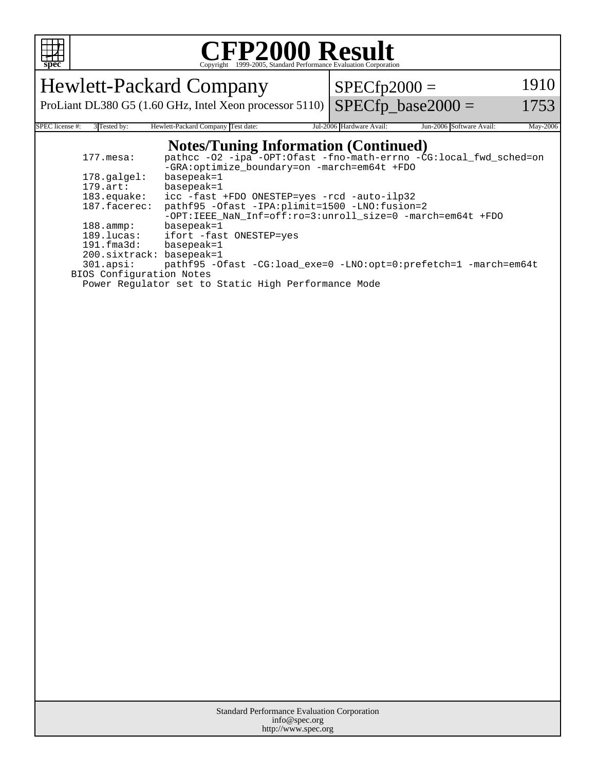# CFP2000 Result

Copyright 1999-2005, Standard Performance Evaluation Corporation

## Hewlett-Packard Company

ProLiant DL380 G5 (1.60 GHz, Intel Xeon processor 5110)

SPECfp2000 = 1910

SPECfp_base2000 = 1753

| SPEC license #: | 3 | Tested by: | Hewlett-Packard Company | Test date: | Jul-2006 | Hardware Avail: | Jun-2006 | Software Avail: | May-2006 |
|---|---|---|---|---|---|---|---|---|---|

### Notes/Tuning Information (Continued)

```
    177.mesa:     pathcc -O2 -ipa -OPT:Ofast -fno-math-errno -CG:local_fwd_sched=on
                  -GRA:optimize_boundary=on -march=em64t +FDO
    178.galgel:   basepeak=1
    179.art:      basepeak=1
    183.equake:   icc -fast +FDO ONESTEP=yes -rcd -auto-ilp32
    187.facerec:  pathf95 -Ofast -IPA:plimit=1500 -LNO:fusion=2
                  -OPT:IEEE_NaN_Inf=off:ro=3:unroll_size=0 -march=em64t +FDO
    188.ammp:     basepeak=1
    189.lucas:    ifort -fast ONESTEP=yes
    191.fma3d:    basepeak=1
    200.sixtrack: basepeak=1
    301.apsi:     pathf95 -Ofast -CG:load_exe=0 -LNO:opt=0:prefetch=1 -march=em64t
  BIOS Configuration Notes
    Power Regulator set to Static High Performance Mode
```

Standard Performance Evaluation Corporation
info@spec.org
http://www.spec.org